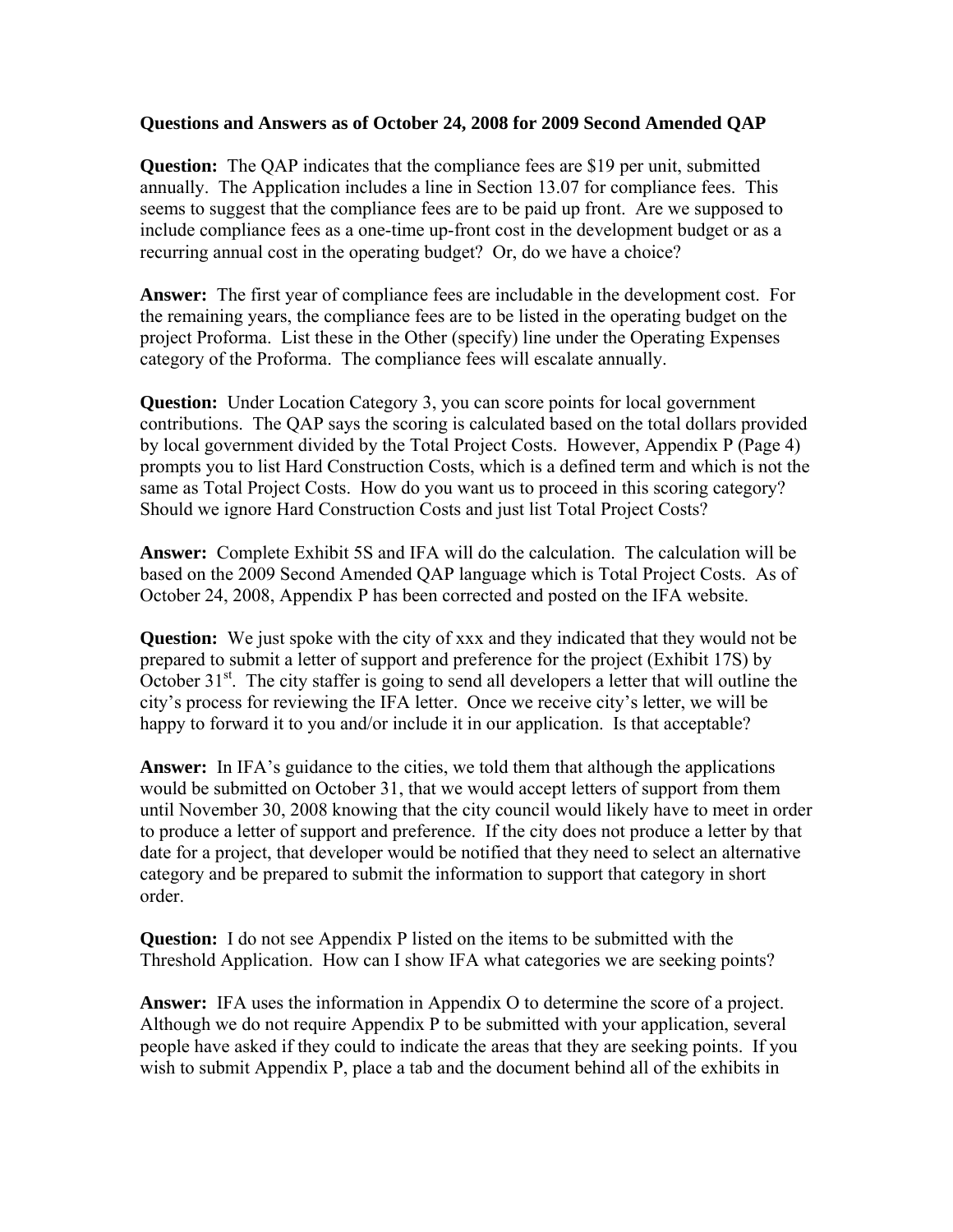**Questions and Answers as of October 24, 2008 for 2009 Second Amended QAP**

**Question:** The QAP indicates that the compliance fees are $19 per unit, submitted annually. The Application includes a line in Section 13.07 for compliance fees. This seems to suggest that the compliance fees are to be paid up front. Are we supposed to include compliance fees as a one-time up-front cost in the development budget or as a recurring annual cost in the operating budget? Or, do we have a choice?

**Answer:** The first year of compliance fees are includable in the development cost. For the remaining years, the compliance fees are to be listed in the operating budget on the project Proforma. List these in the Other (specify) line under the Operating Expenses category of the Proforma. The compliance fees will escalate annually.

**Question:** Under Location Category 3, you can score points for local government contributions. The QAP says the scoring is calculated based on the total dollars provided by local government divided by the Total Project Costs. However, Appendix P (Page 4) prompts you to list Hard Construction Costs, which is a defined term and which is not the same as Total Project Costs. How do you want us to proceed in this scoring category? Should we ignore Hard Construction Costs and just list Total Project Costs?

**Answer:** Complete Exhibit 5S and IFA will do the calculation. The calculation will be based on the 2009 Second Amended QAP language which is Total Project Costs. As of October 24, 2008, Appendix P has been corrected and posted on the IFA website.

**Question:** We just spoke with the city of xxx and they indicated that they would not be prepared to submit a letter of support and preference for the project (Exhibit 17S) by October 31st. The city staffer is going to send all developers a letter that will outline the city's process for reviewing the IFA letter. Once we receive city's letter, we will be happy to forward it to you and/or include it in our application. Is that acceptable?

**Answer:** In IFA's guidance to the cities, we told them that although the applications would be submitted on October 31, that we would accept letters of support from them until November 30, 2008 knowing that the city council would likely have to meet in order to produce a letter of support and preference. If the city does not produce a letter by that date for a project, that developer would be notified that they need to select an alternative category and be prepared to submit the information to support that category in short order.

**Question:** I do not see Appendix P listed on the items to be submitted with the Threshold Application. How can I show IFA what categories we are seeking points?

**Answer:** IFA uses the information in Appendix O to determine the score of a project. Although we do not require Appendix P to be submitted with your application, several people have asked if they could to indicate the areas that they are seeking points. If you wish to submit Appendix P, place a tab and the document behind all of the exhibits in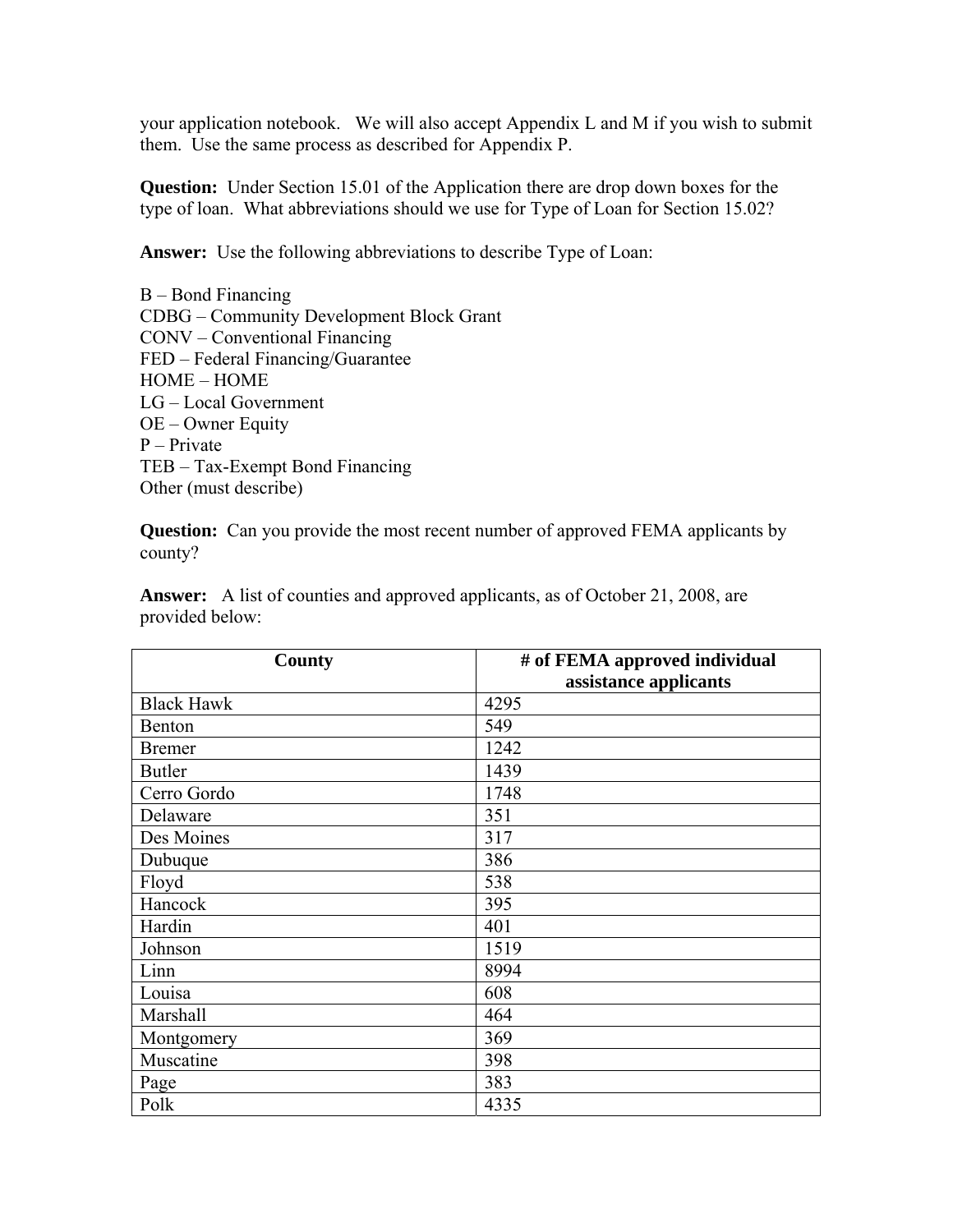your application notebook. We will also accept Appendix L and M if you wish to submit them. Use the same process as described for Appendix P.

**Question:** Under Section 15.01 of the Application there are drop down boxes for the type of loan. What abbreviations should we use for Type of Loan for Section 15.02?

**Answer:** Use the following abbreviations to describe Type of Loan:

B – Bond Financing
CDBG – Community Development Block Grant
CONV – Conventional Financing
FED – Federal Financing/Guarantee
HOME – HOME
LG – Local Government
OE – Owner Equity
P – Private
TEB – Tax-Exempt Bond Financing
Other (must describe)

**Question:** Can you provide the most recent number of approved FEMA applicants by county?

**Answer:** A list of counties and approved applicants, as of October 21, 2008, are provided below:

| County | # of FEMA approved individual assistance applicants |
|---|---|
| Black Hawk | 4295 |
| Benton | 549 |
| Bremer | 1242 |
| Butler | 1439 |
| Cerro Gordo | 1748 |
| Delaware | 351 |
| Des Moines | 317 |
| Dubuque | 386 |
| Floyd | 538 |
| Hancock | 395 |
| Hardin | 401 |
| Johnson | 1519 |
| Linn | 8994 |
| Louisa | 608 |
| Marshall | 464 |
| Montgomery | 369 |
| Muscatine | 398 |
| Page | 383 |
| Polk | 4335 |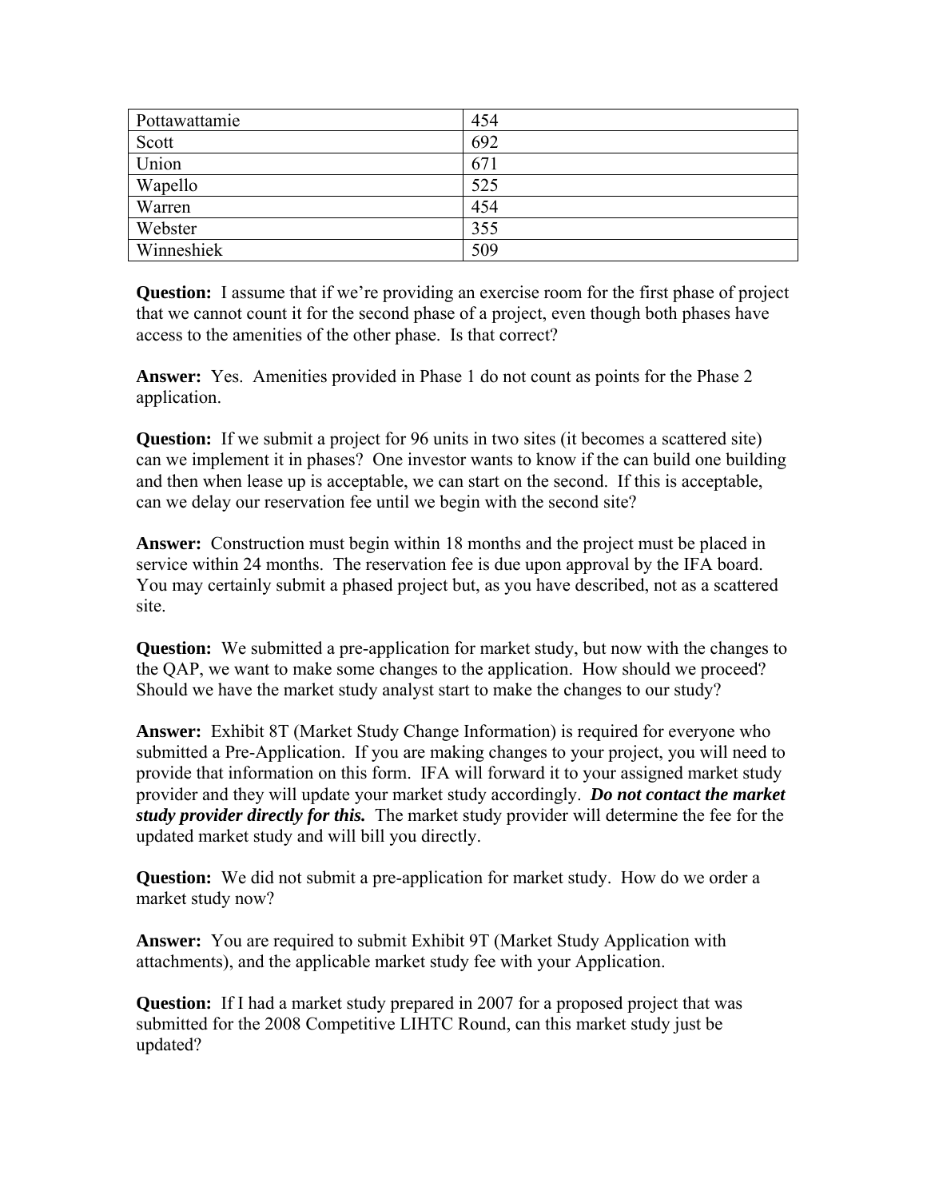| Pottawattamie | 454 |
|---|---|
| Scott | 692 |
| Union | 671 |
| Wapello | 525 |
| Warren | 454 |
| Webster | 355 |
| Winneshiek | 509 |

**Question:** I assume that if we're providing an exercise room for the first phase of project that we cannot count it for the second phase of a project, even though both phases have access to the amenities of the other phase. Is that correct?

**Answer:** Yes. Amenities provided in Phase 1 do not count as points for the Phase 2 application.

**Question:** If we submit a project for 96 units in two sites (it becomes a scattered site) can we implement it in phases? One investor wants to know if the can build one building and then when lease up is acceptable, we can start on the second. If this is acceptable, can we delay our reservation fee until we begin with the second site?

**Answer:** Construction must begin within 18 months and the project must be placed in service within 24 months. The reservation fee is due upon approval by the IFA board. You may certainly submit a phased project but, as you have described, not as a scattered site.

**Question:** We submitted a pre-application for market study, but now with the changes to the QAP, we want to make some changes to the application. How should we proceed? Should we have the market study analyst start to make the changes to our study?

**Answer:** Exhibit 8T (Market Study Change Information) is required for everyone who submitted a Pre-Application. If you are making changes to your project, you will need to provide that information on this form. IFA will forward it to your assigned market study provider and they will update your market study accordingly. ***Do not contact the market study provider directly for this.*** The market study provider will determine the fee for the updated market study and will bill you directly.

**Question:** We did not submit a pre-application for market study. How do we order a market study now?

**Answer:** You are required to submit Exhibit 9T (Market Study Application with attachments), and the applicable market study fee with your Application.

**Question:** If I had a market study prepared in 2007 for a proposed project that was submitted for the 2008 Competitive LIHTC Round, can this market study just be updated?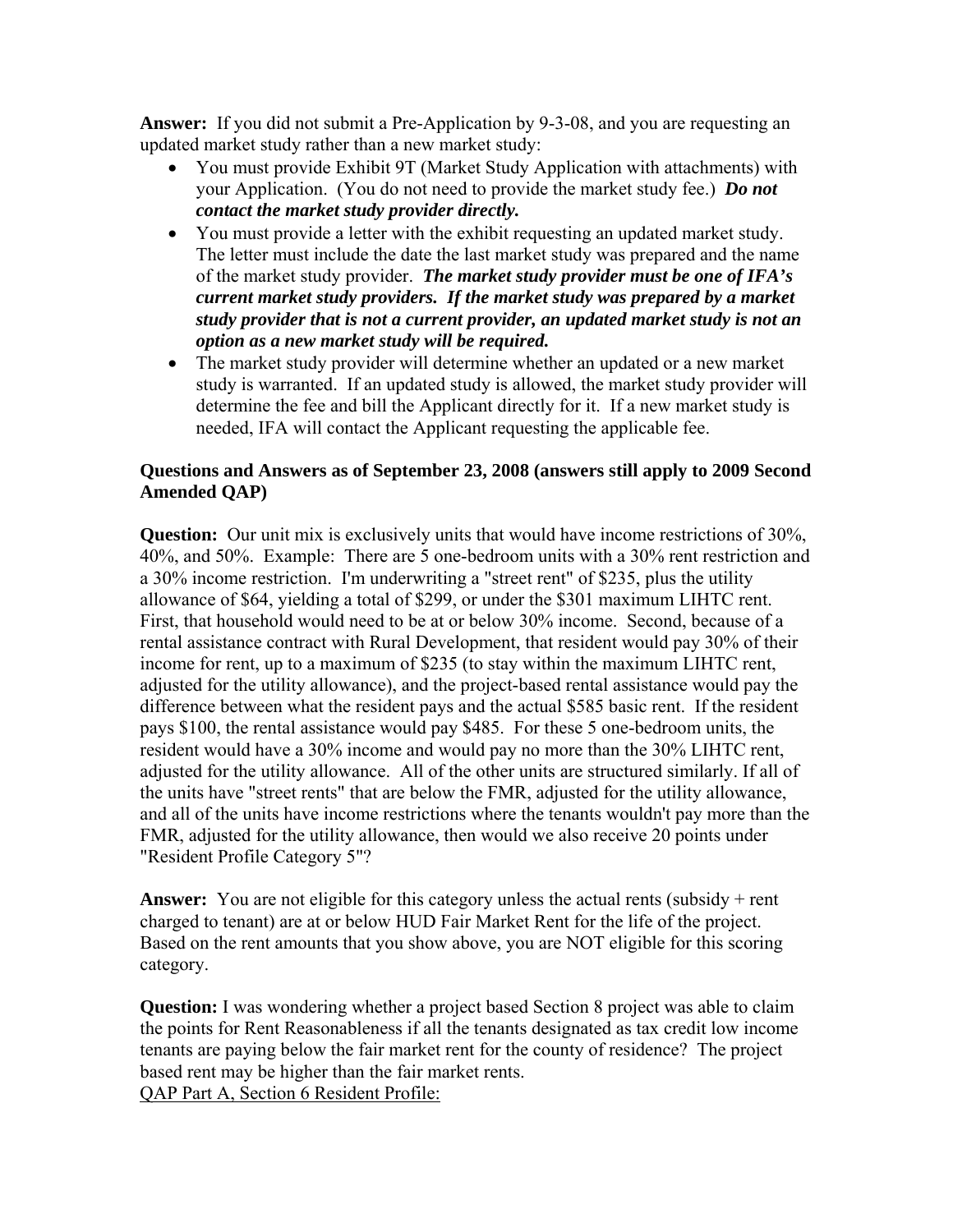**Answer:** If you did not submit a Pre-Application by 9-3-08, and you are requesting an updated market study rather than a new market study:

- You must provide Exhibit 9T (Market Study Application with attachments) with your Application. (You do not need to provide the market study fee.) ***Do not contact the market study provider directly.***
- You must provide a letter with the exhibit requesting an updated market study. The letter must include the date the last market study was prepared and the name of the market study provider. ***The market study provider must be one of IFA's current market study providers. If the market study was prepared by a market study provider that is not a current provider, an updated market study is not an option as a new market study will be required.***
- The market study provider will determine whether an updated or a new market study is warranted. If an updated study is allowed, the market study provider will determine the fee and bill the Applicant directly for it. If a new market study is needed, IFA will contact the Applicant requesting the applicable fee.

**Questions and Answers as of September 23, 2008 (answers still apply to 2009 Second Amended QAP)**

**Question:** Our unit mix is exclusively units that would have income restrictions of 30%, 40%, and 50%. Example: There are 5 one-bedroom units with a 30% rent restriction and a 30% income restriction. I'm underwriting a "street rent" of $235, plus the utility allowance of $64, yielding a total of $299, or under the $301 maximum LIHTC rent. First, that household would need to be at or below 30% income. Second, because of a rental assistance contract with Rural Development, that resident would pay 30% of their income for rent, up to a maximum of $235 (to stay within the maximum LIHTC rent, adjusted for the utility allowance), and the project-based rental assistance would pay the difference between what the resident pays and the actual $585 basic rent. If the resident pays $100, the rental assistance would pay $485. For these 5 one-bedroom units, the resident would have a 30% income and would pay no more than the 30% LIHTC rent, adjusted for the utility allowance. All of the other units are structured similarly. If all of the units have "street rents" that are below the FMR, adjusted for the utility allowance, and all of the units have income restrictions where the tenants wouldn't pay more than the FMR, adjusted for the utility allowance, then would we also receive 20 points under "Resident Profile Category 5"?

**Answer:** You are not eligible for this category unless the actual rents (subsidy + rent charged to tenant) are at or below HUD Fair Market Rent for the life of the project. Based on the rent amounts that you show above, you are NOT eligible for this scoring category.

**Question:** I was wondering whether a project based Section 8 project was able to claim the points for Rent Reasonableness if all the tenants designated as tax credit low income tenants are paying below the fair market rent for the county of residence? The project based rent may be higher than the fair market rents.
<u>QAP Part A, Section 6 Resident Profile:</u>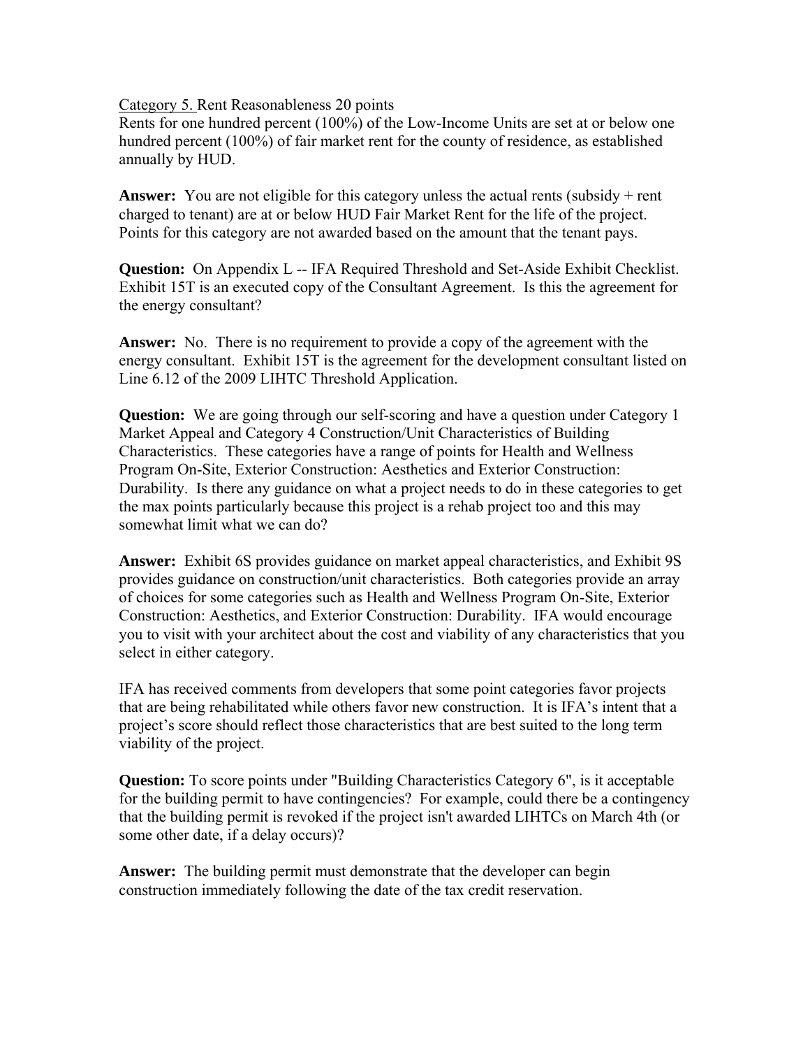Category 5. Rent Reasonableness 20 points
Rents for one hundred percent (100%) of the Low-Income Units are set at or below one hundred percent (100%) of fair market rent for the county of residence, as established annually by HUD.

**Answer:** You are not eligible for this category unless the actual rents (subsidy + rent charged to tenant) are at or below HUD Fair Market Rent for the life of the project. Points for this category are not awarded based on the amount that the tenant pays.

**Question:** On Appendix L -- IFA Required Threshold and Set-Aside Exhibit Checklist. Exhibit 15T is an executed copy of the Consultant Agreement. Is this the agreement for the energy consultant?

**Answer:** No. There is no requirement to provide a copy of the agreement with the energy consultant. Exhibit 15T is the agreement for the development consultant listed on Line 6.12 of the 2009 LIHTC Threshold Application.

**Question:** We are going through our self-scoring and have a question under Category 1 Market Appeal and Category 4 Construction/Unit Characteristics of Building Characteristics. These categories have a range of points for Health and Wellness Program On-Site, Exterior Construction: Aesthetics and Exterior Construction: Durability. Is there any guidance on what a project needs to do in these categories to get the max points particularly because this project is a rehab project too and this may somewhat limit what we can do?

**Answer:** Exhibit 6S provides guidance on market appeal characteristics, and Exhibit 9S provides guidance on construction/unit characteristics. Both categories provide an array of choices for some categories such as Health and Wellness Program On-Site, Exterior Construction: Aesthetics, and Exterior Construction: Durability. IFA would encourage you to visit with your architect about the cost and viability of any characteristics that you select in either category.

IFA has received comments from developers that some point categories favor projects that are being rehabilitated while others favor new construction. It is IFA's intent that a project's score should reflect those characteristics that are best suited to the long term viability of the project.

**Question:** To score points under "Building Characteristics Category 6", is it acceptable for the building permit to have contingencies? For example, could there be a contingency that the building permit is revoked if the project isn't awarded LIHTCs on March 4th (or some other date, if a delay occurs)?

**Answer:** The building permit must demonstrate that the developer can begin construction immediately following the date of the tax credit reservation.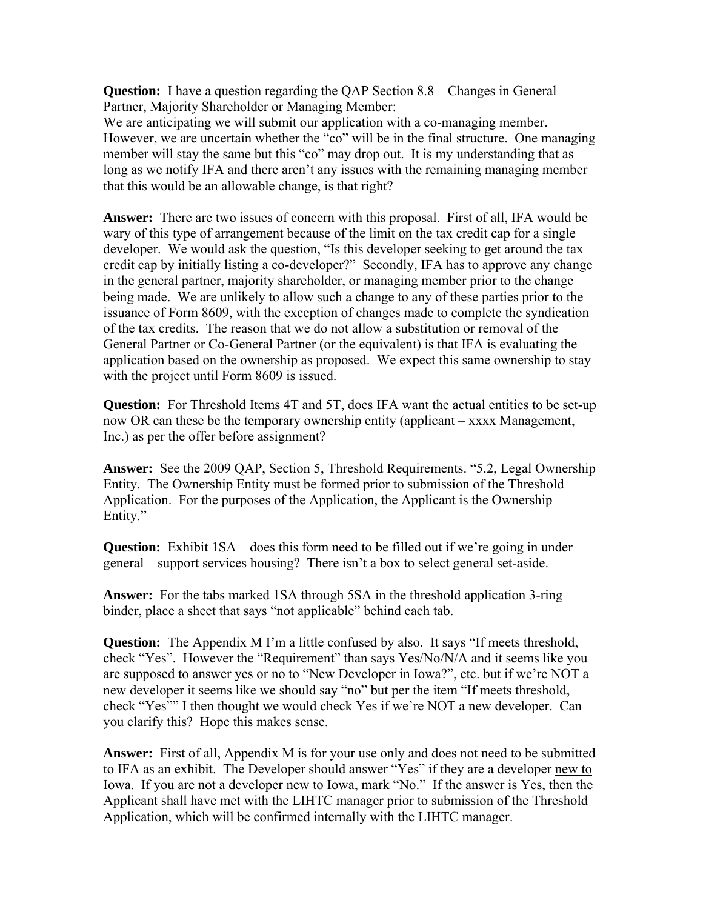**Question:** I have a question regarding the QAP Section 8.8 – Changes in General Partner, Majority Shareholder or Managing Member:
We are anticipating we will submit our application with a co-managing member. However, we are uncertain whether the "co" will be in the final structure. One managing member will stay the same but this "co" may drop out. It is my understanding that as long as we notify IFA and there aren't any issues with the remaining managing member that this would be an allowable change, is that right?

**Answer:** There are two issues of concern with this proposal. First of all, IFA would be wary of this type of arrangement because of the limit on the tax credit cap for a single developer. We would ask the question, "Is this developer seeking to get around the tax credit cap by initially listing a co-developer?" Secondly, IFA has to approve any change in the general partner, majority shareholder, or managing member prior to the change being made. We are unlikely to allow such a change to any of these parties prior to the issuance of Form 8609, with the exception of changes made to complete the syndication of the tax credits. The reason that we do not allow a substitution or removal of the General Partner or Co-General Partner (or the equivalent) is that IFA is evaluating the application based on the ownership as proposed. We expect this same ownership to stay with the project until Form 8609 is issued.

**Question:** For Threshold Items 4T and 5T, does IFA want the actual entities to be set-up now OR can these be the temporary ownership entity (applicant – xxxx Management, Inc.) as per the offer before assignment?

**Answer:** See the 2009 QAP, Section 5, Threshold Requirements. "5.2, Legal Ownership Entity. The Ownership Entity must be formed prior to submission of the Threshold Application. For the purposes of the Application, the Applicant is the Ownership Entity."

**Question:** Exhibit 1SA – does this form need to be filled out if we're going in under general – support services housing? There isn't a box to select general set-aside.

**Answer:** For the tabs marked 1SA through 5SA in the threshold application 3-ring binder, place a sheet that says "not applicable" behind each tab.

**Question:** The Appendix M I'm a little confused by also. It says "If meets threshold, check "Yes". However the "Requirement" than says Yes/No/N/A and it seems like you are supposed to answer yes or no to "New Developer in Iowa?", etc. but if we're NOT a new developer it seems like we should say "no" but per the item "If meets threshold, check "Yes"" I then thought we would check Yes if we're NOT a new developer. Can you clarify this? Hope this makes sense.

**Answer:** First of all, Appendix M is for your use only and does not need to be submitted to IFA as an exhibit. The Developer should answer "Yes" if they are a developer <u>new to Iowa</u>. If you are not a developer <u>new to Iowa</u>, mark "No." If the answer is Yes, then the Applicant shall have met with the LIHTC manager prior to submission of the Threshold Application, which will be confirmed internally with the LIHTC manager.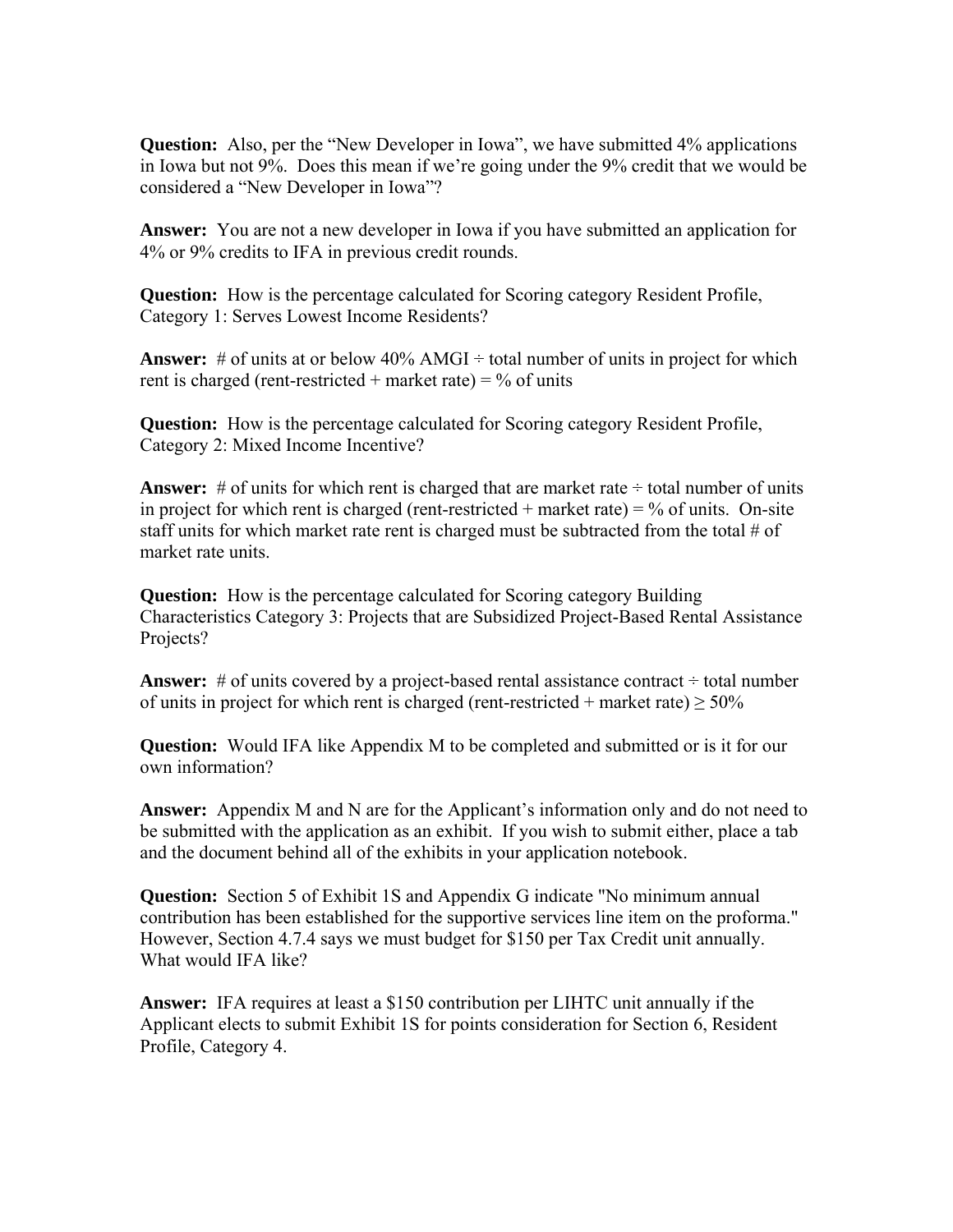**Question:** Also, per the "New Developer in Iowa", we have submitted 4% applications in Iowa but not 9%. Does this mean if we're going under the 9% credit that we would be considered a "New Developer in Iowa"?

**Answer:** You are not a new developer in Iowa if you have submitted an application for 4% or 9% credits to IFA in previous credit rounds.

**Question:** How is the percentage calculated for Scoring category Resident Profile, Category 1: Serves Lowest Income Residents?

**Answer:** # of units at or below 40% AMGI ÷ total number of units in project for which rent is charged (rent-restricted + market rate) = % of units

**Question:** How is the percentage calculated for Scoring category Resident Profile, Category 2: Mixed Income Incentive?

**Answer:** # of units for which rent is charged that are market rate ÷ total number of units in project for which rent is charged (rent-restricted + market rate) = % of units. On-site staff units for which market rate rent is charged must be subtracted from the total # of market rate units.

**Question:** How is the percentage calculated for Scoring category Building Characteristics Category 3: Projects that are Subsidized Project-Based Rental Assistance Projects?

**Answer:** # of units covered by a project-based rental assistance contract ÷ total number of units in project for which rent is charged (rent-restricted + market rate) ≥ 50%

**Question:** Would IFA like Appendix M to be completed and submitted or is it for our own information?

**Answer:** Appendix M and N are for the Applicant's information only and do not need to be submitted with the application as an exhibit. If you wish to submit either, place a tab and the document behind all of the exhibits in your application notebook.

**Question:** Section 5 of Exhibit 1S and Appendix G indicate "No minimum annual contribution has been established for the supportive services line item on the proforma." However, Section 4.7.4 says we must budget for $150 per Tax Credit unit annually. What would IFA like?

**Answer:** IFA requires at least a $150 contribution per LIHTC unit annually if the Applicant elects to submit Exhibit 1S for points consideration for Section 6, Resident Profile, Category 4.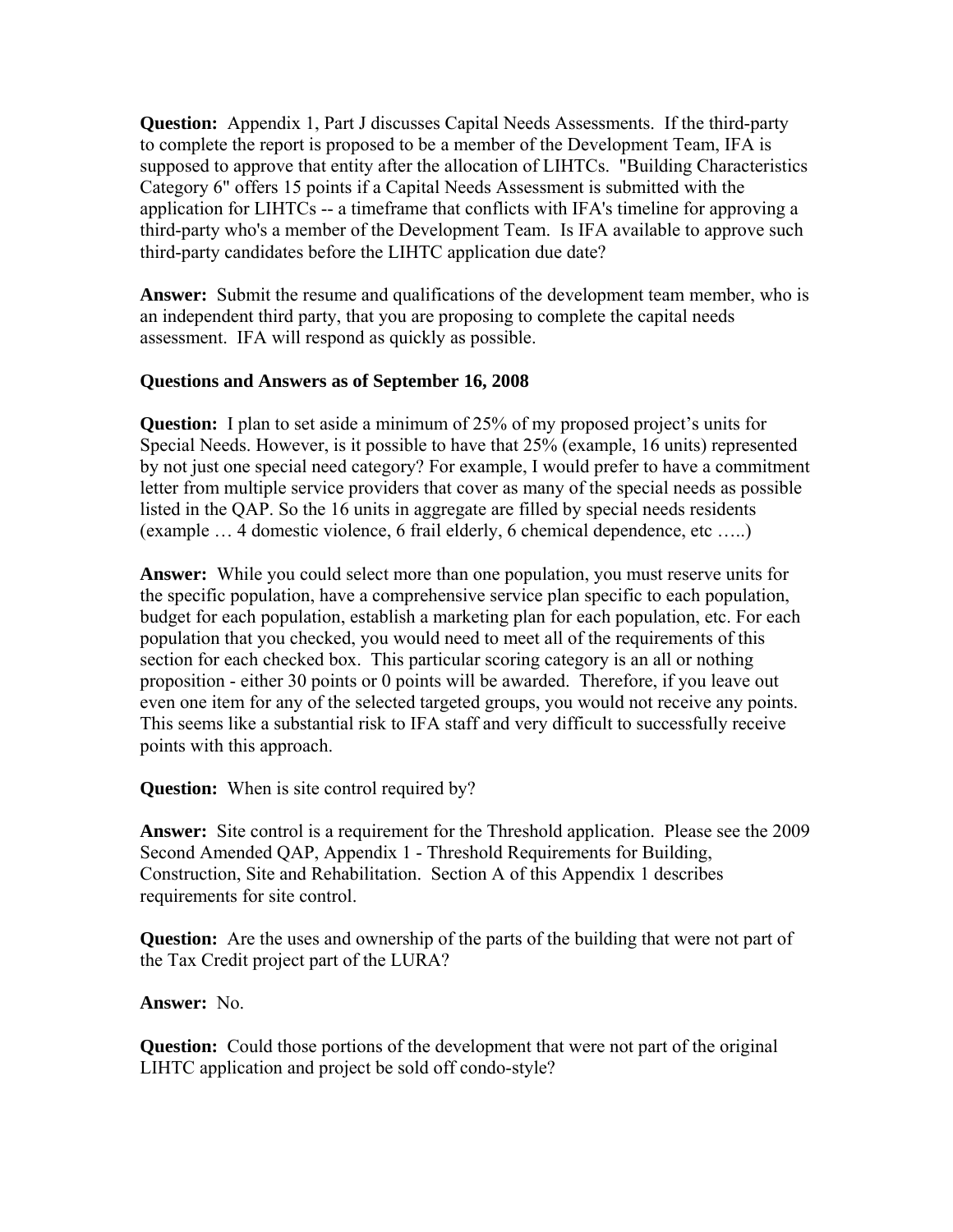**Question:** Appendix 1, Part J discusses Capital Needs Assessments. If the third-party to complete the report is proposed to be a member of the Development Team, IFA is supposed to approve that entity after the allocation of LIHTCs. "Building Characteristics Category 6" offers 15 points if a Capital Needs Assessment is submitted with the application for LIHTCs -- a timeframe that conflicts with IFA's timeline for approving a third-party who's a member of the Development Team. Is IFA available to approve such third-party candidates before the LIHTC application due date?

**Answer:** Submit the resume and qualifications of the development team member, who is an independent third party, that you are proposing to complete the capital needs assessment. IFA will respond as quickly as possible.

**Questions and Answers as of September 16, 2008**

**Question:** I plan to set aside a minimum of 25% of my proposed project's units for Special Needs. However, is it possible to have that 25% (example, 16 units) represented by not just one special need category? For example, I would prefer to have a commitment letter from multiple service providers that cover as many of the special needs as possible listed in the QAP. So the 16 units in aggregate are filled by special needs residents (example … 4 domestic violence, 6 frail elderly, 6 chemical dependence, etc …..)

**Answer:** While you could select more than one population, you must reserve units for the specific population, have a comprehensive service plan specific to each population, budget for each population, establish a marketing plan for each population, etc. For each population that you checked, you would need to meet all of the requirements of this section for each checked box. This particular scoring category is an all or nothing proposition - either 30 points or 0 points will be awarded. Therefore, if you leave out even one item for any of the selected targeted groups, you would not receive any points. This seems like a substantial risk to IFA staff and very difficult to successfully receive points with this approach.

**Question:** When is site control required by?

**Answer:** Site control is a requirement for the Threshold application. Please see the 2009 Second Amended QAP, Appendix 1 - Threshold Requirements for Building, Construction, Site and Rehabilitation. Section A of this Appendix 1 describes requirements for site control.

**Question:** Are the uses and ownership of the parts of the building that were not part of the Tax Credit project part of the LURA?

**Answer:** No.

**Question:** Could those portions of the development that were not part of the original LIHTC application and project be sold off condo-style?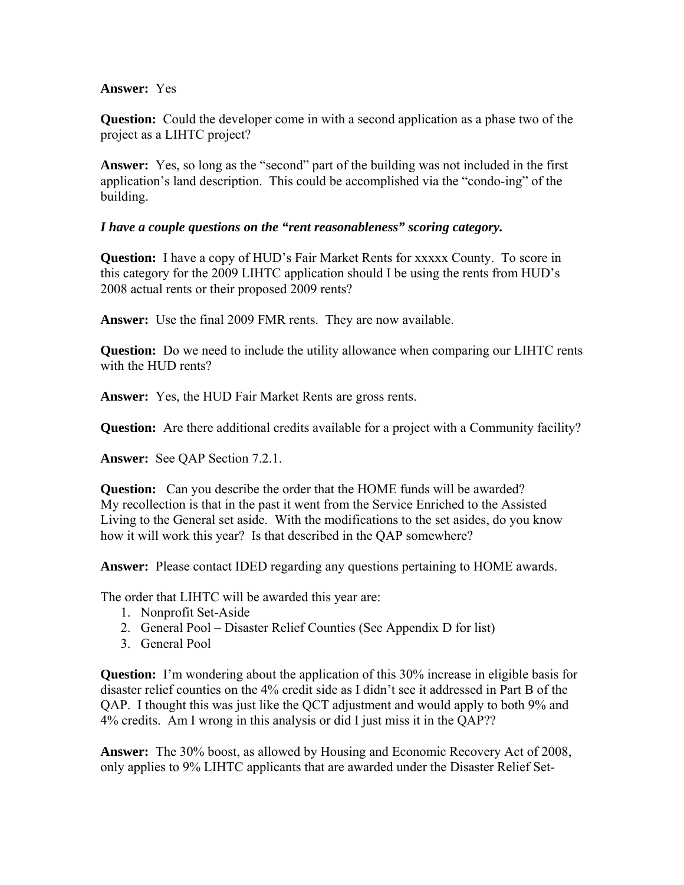**Answer:** Yes

**Question:** Could the developer come in with a second application as a phase two of the project as a LIHTC project?

**Answer:** Yes, so long as the "second" part of the building was not included in the first application's land description. This could be accomplished via the "condo-ing" of the building.

***I have a couple questions on the "rent reasonableness" scoring category.***

**Question:** I have a copy of HUD's Fair Market Rents for xxxxx County. To score in this category for the 2009 LIHTC application should I be using the rents from HUD's 2008 actual rents or their proposed 2009 rents?

**Answer:** Use the final 2009 FMR rents. They are now available.

**Question:** Do we need to include the utility allowance when comparing our LIHTC rents with the HUD rents?

**Answer:** Yes, the HUD Fair Market Rents are gross rents.

**Question:** Are there additional credits available for a project with a Community facility?

**Answer:** See QAP Section 7.2.1.

**Question:** Can you describe the order that the HOME funds will be awarded? My recollection is that in the past it went from the Service Enriched to the Assisted Living to the General set aside. With the modifications to the set asides, do you know how it will work this year? Is that described in the QAP somewhere?

**Answer:** Please contact IDED regarding any questions pertaining to HOME awards.

The order that LIHTC will be awarded this year are:

1. Nonprofit Set-Aside
2. General Pool – Disaster Relief Counties (See Appendix D for list)
3. General Pool

**Question:** I'm wondering about the application of this 30% increase in eligible basis for disaster relief counties on the 4% credit side as I didn't see it addressed in Part B of the QAP. I thought this was just like the QCT adjustment and would apply to both 9% and 4% credits. Am I wrong in this analysis or did I just miss it in the QAP??

**Answer:** The 30% boost, as allowed by Housing and Economic Recovery Act of 2008, only applies to 9% LIHTC applicants that are awarded under the Disaster Relief Set-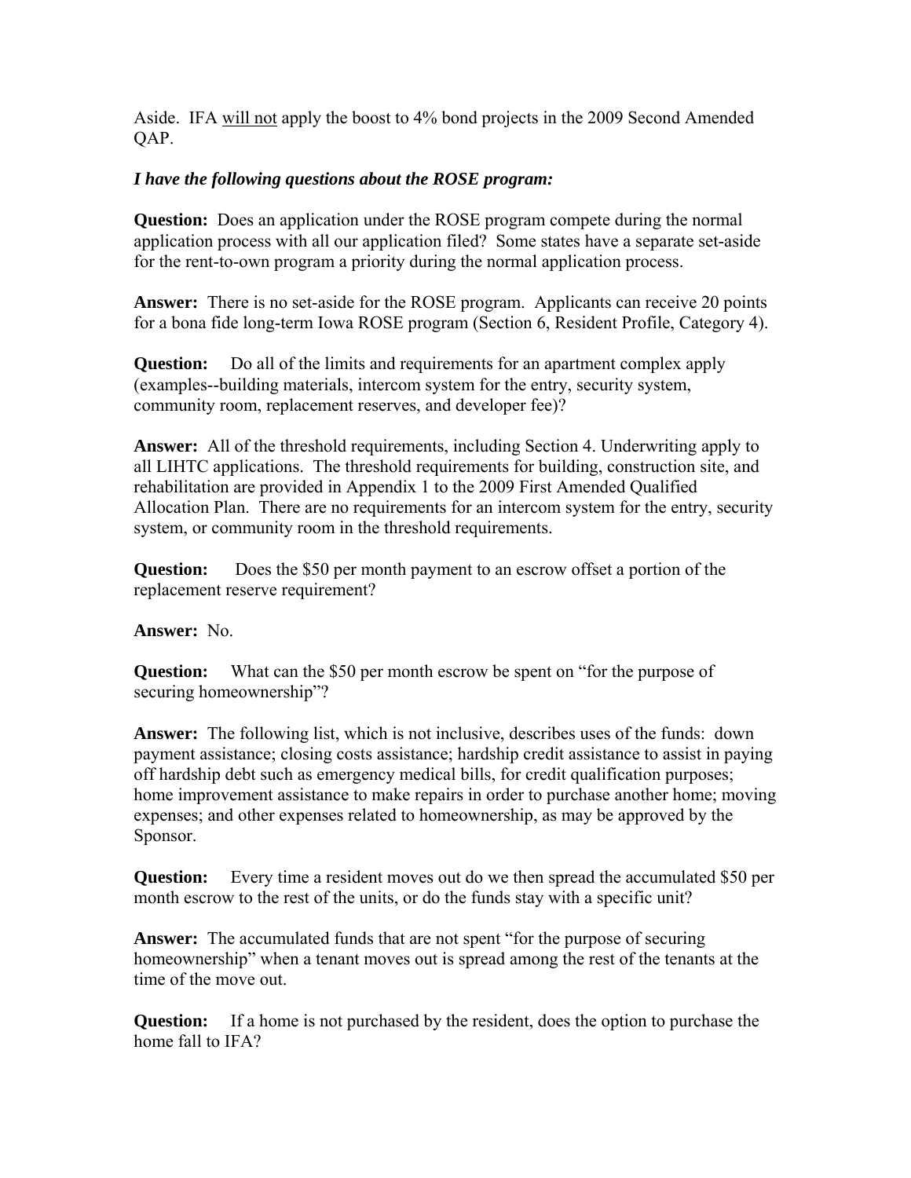Aside. IFA <u>will not</u> apply the boost to 4% bond projects in the 2009 Second Amended QAP.

***I have the following questions about the ROSE program:***

**Question:** Does an application under the ROSE program compete during the normal application process with all our application filed? Some states have a separate set-aside for the rent-to-own program a priority during the normal application process.

**Answer:** There is no set-aside for the ROSE program. Applicants can receive 20 points for a bona fide long-term Iowa ROSE program (Section 6, Resident Profile, Category 4).

**Question:** Do all of the limits and requirements for an apartment complex apply (examples--building materials, intercom system for the entry, security system, community room, replacement reserves, and developer fee)?

**Answer:** All of the threshold requirements, including Section 4. Underwriting apply to all LIHTC applications. The threshold requirements for building, construction site, and rehabilitation are provided in Appendix 1 to the 2009 First Amended Qualified Allocation Plan. There are no requirements for an intercom system for the entry, security system, or community room in the threshold requirements.

**Question:** Does the $50 per month payment to an escrow offset a portion of the replacement reserve requirement?

**Answer:** No.

**Question:** What can the $50 per month escrow be spent on "for the purpose of securing homeownership"?

**Answer:** The following list, which is not inclusive, describes uses of the funds: down payment assistance; closing costs assistance; hardship credit assistance to assist in paying off hardship debt such as emergency medical bills, for credit qualification purposes; home improvement assistance to make repairs in order to purchase another home; moving expenses; and other expenses related to homeownership, as may be approved by the Sponsor.

**Question:** Every time a resident moves out do we then spread the accumulated $50 per month escrow to the rest of the units, or do the funds stay with a specific unit?

**Answer:** The accumulated funds that are not spent "for the purpose of securing homeownership" when a tenant moves out is spread among the rest of the tenants at the time of the move out.

**Question:** If a home is not purchased by the resident, does the option to purchase the home fall to IFA?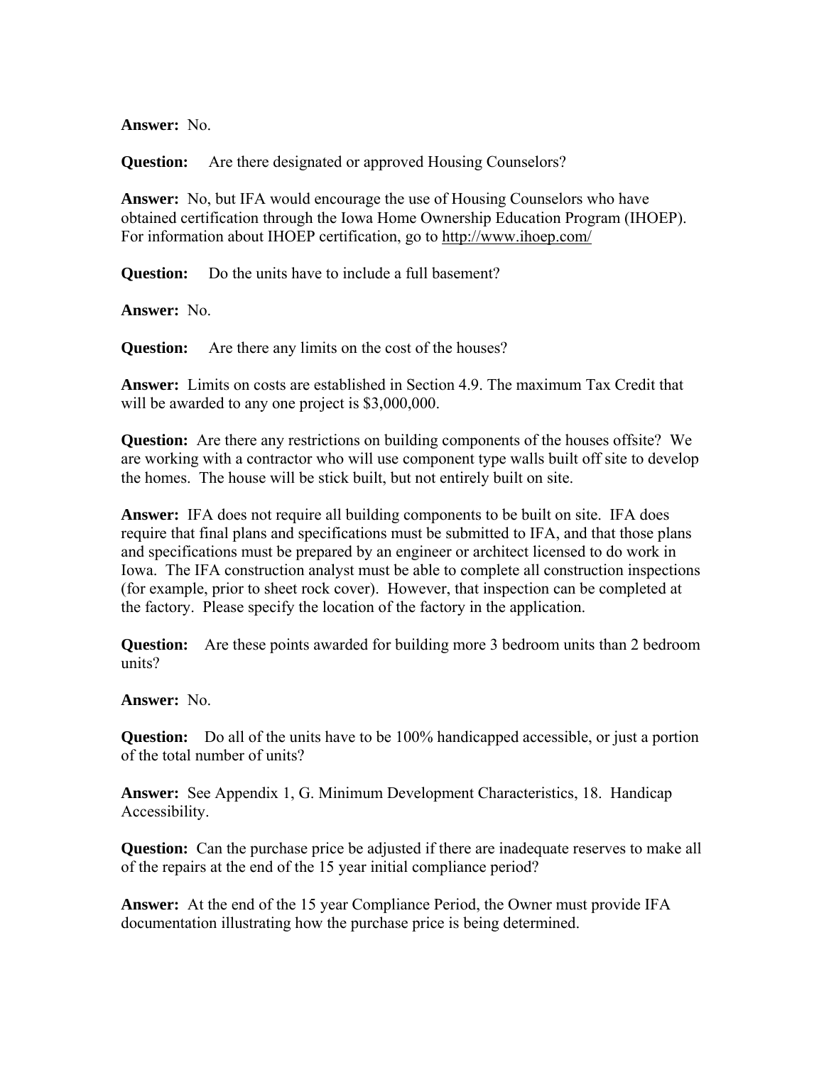**Answer:** No.

**Question:** Are there designated or approved Housing Counselors?

**Answer:** No, but IFA would encourage the use of Housing Counselors who have obtained certification through the Iowa Home Ownership Education Program (IHOEP). For information about IHOEP certification, go to http://www.ihoep.com/

**Question:** Do the units have to include a full basement?

**Answer:** No.

**Question:** Are there any limits on the cost of the houses?

**Answer:** Limits on costs are established in Section 4.9. The maximum Tax Credit that will be awarded to any one project is $3,000,000.

**Question:** Are there any restrictions on building components of the houses offsite? We are working with a contractor who will use component type walls built off site to develop the homes. The house will be stick built, but not entirely built on site.

**Answer:** IFA does not require all building components to be built on site. IFA does require that final plans and specifications must be submitted to IFA, and that those plans and specifications must be prepared by an engineer or architect licensed to do work in Iowa. The IFA construction analyst must be able to complete all construction inspections (for example, prior to sheet rock cover). However, that inspection can be completed at the factory. Please specify the location of the factory in the application.

**Question:** Are these points awarded for building more 3 bedroom units than 2 bedroom units?

**Answer:** No.

**Question:** Do all of the units have to be 100% handicapped accessible, or just a portion of the total number of units?

**Answer:** See Appendix 1, G. Minimum Development Characteristics, 18. Handicap Accessibility.

**Question:** Can the purchase price be adjusted if there are inadequate reserves to make all of the repairs at the end of the 15 year initial compliance period?

**Answer:** At the end of the 15 year Compliance Period, the Owner must provide IFA documentation illustrating how the purchase price is being determined.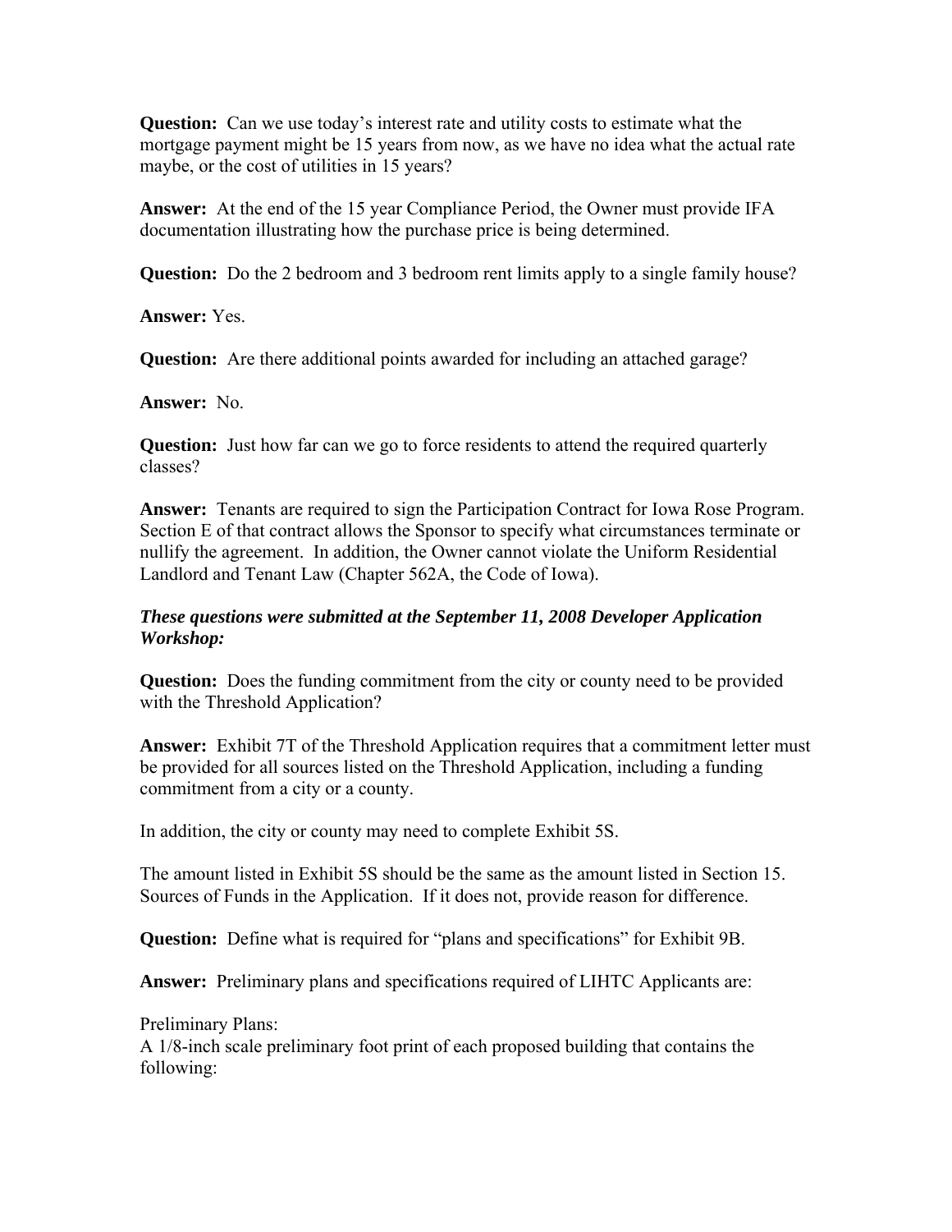**Question:** Can we use today's interest rate and utility costs to estimate what the mortgage payment might be 15 years from now, as we have no idea what the actual rate maybe, or the cost of utilities in 15 years?

**Answer:** At the end of the 15 year Compliance Period, the Owner must provide IFA documentation illustrating how the purchase price is being determined.

**Question:** Do the 2 bedroom and 3 bedroom rent limits apply to a single family house?

**Answer:** Yes.

**Question:** Are there additional points awarded for including an attached garage?

**Answer:** No.

**Question:** Just how far can we go to force residents to attend the required quarterly classes?

**Answer:** Tenants are required to sign the Participation Contract for Iowa Rose Program. Section E of that contract allows the Sponsor to specify what circumstances terminate or nullify the agreement. In addition, the Owner cannot violate the Uniform Residential Landlord and Tenant Law (Chapter 562A, the Code of Iowa).

***These questions were submitted at the September 11, 2008 Developer Application Workshop:***

**Question:** Does the funding commitment from the city or county need to be provided with the Threshold Application?

**Answer:** Exhibit 7T of the Threshold Application requires that a commitment letter must be provided for all sources listed on the Threshold Application, including a funding commitment from a city or a county.

In addition, the city or county may need to complete Exhibit 5S.

The amount listed in Exhibit 5S should be the same as the amount listed in Section 15. Sources of Funds in the Application. If it does not, provide reason for difference.

**Question:** Define what is required for "plans and specifications" for Exhibit 9B.

**Answer:** Preliminary plans and specifications required of LIHTC Applicants are:

Preliminary Plans:
A 1/8-inch scale preliminary foot print of each proposed building that contains the following: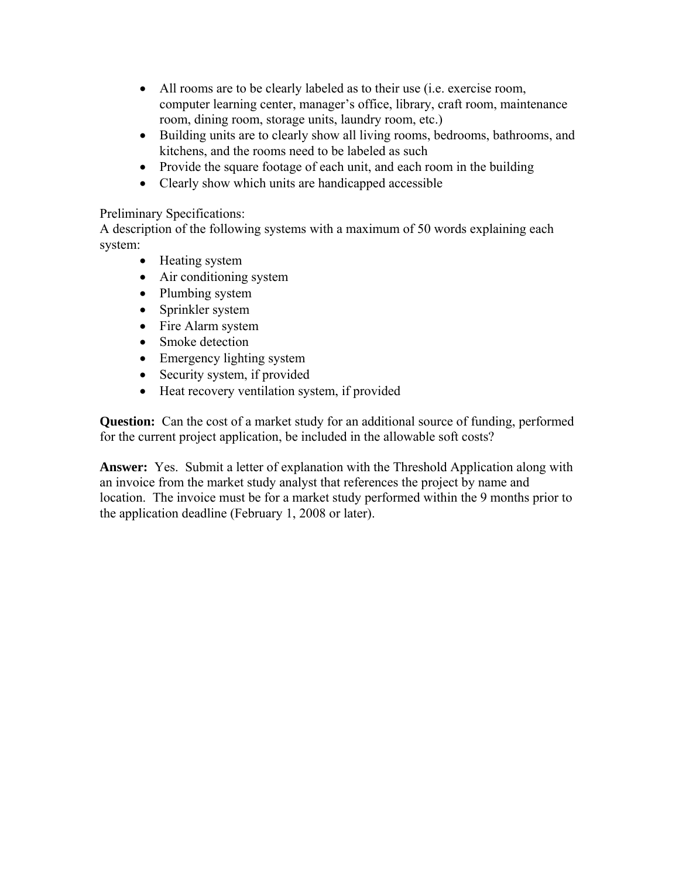- All rooms are to be clearly labeled as to their use (i.e. exercise room, computer learning center, manager's office, library, craft room, maintenance room, dining room, storage units, laundry room, etc.)
- Building units are to clearly show all living rooms, bedrooms, bathrooms, and kitchens, and the rooms need to be labeled as such
- Provide the square footage of each unit, and each room in the building
- Clearly show which units are handicapped accessible

Preliminary Specifications:
A description of the following systems with a maximum of 50 words explaining each system:

- Heating system
- Air conditioning system
- Plumbing system
- Sprinkler system
- Fire Alarm system
- Smoke detection
- Emergency lighting system
- Security system, if provided
- Heat recovery ventilation system, if provided

**Question:** Can the cost of a market study for an additional source of funding, performed for the current project application, be included in the allowable soft costs?

**Answer:** Yes. Submit a letter of explanation with the Threshold Application along with an invoice from the market study analyst that references the project by name and location. The invoice must be for a market study performed within the 9 months prior to the application deadline (February 1, 2008 or later).